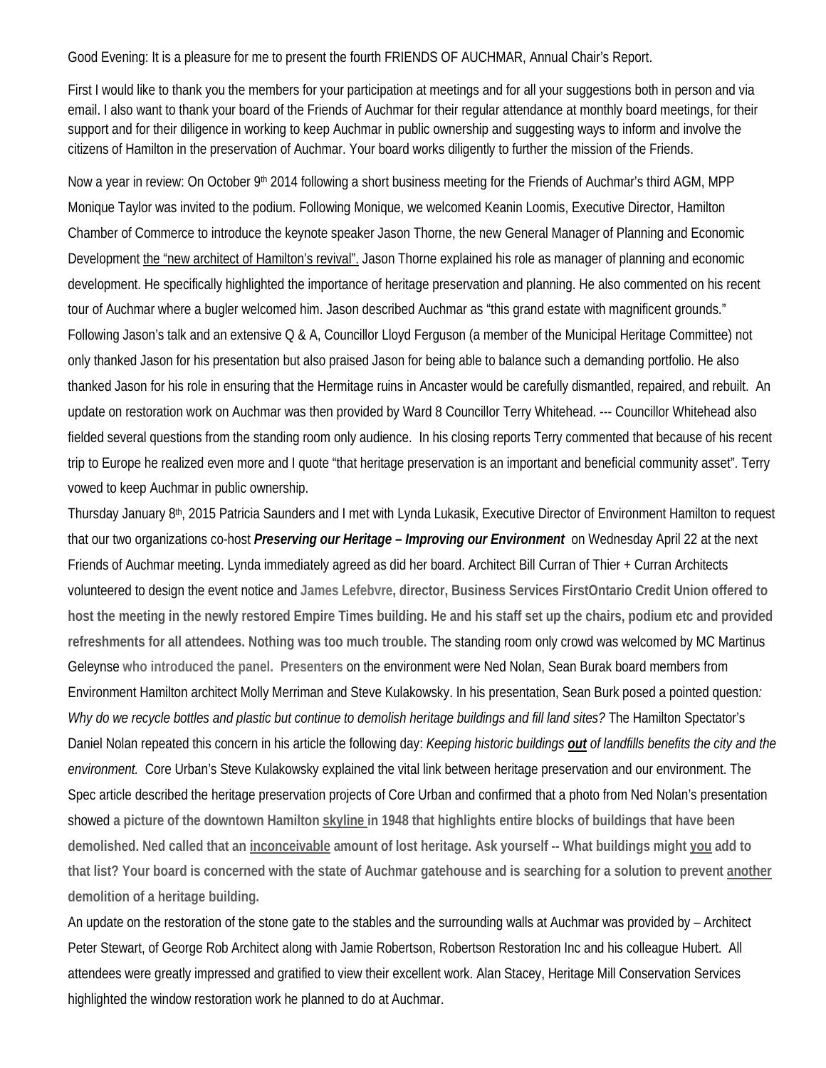Good Evening: It is a pleasure for me to present the fourth FRIENDS OF AUCHMAR, Annual Chair's Report.

First I would like to thank you the members for your participation at meetings and for all your suggestions both in person and via email. I also want to thank your board of the Friends of Auchmar for their regular attendance at monthly board meetings, for their support and for their diligence in working to keep Auchmar in public ownership and suggesting ways to inform and involve the citizens of Hamilton in the preservation of Auchmar. Your board works diligently to further the mission of the Friends.

Now a year in review: On October 9th 2014 following a short business meeting for the Friends of Auchmar's third AGM, MPP Monique Taylor was invited to the podium. Following Monique, we welcomed Keanin Loomis, Executive Director, Hamilton Chamber of Commerce to introduce the keynote speaker Jason Thorne, the new General Manager of Planning and Economic Development the "new architect of Hamilton's revival". Jason Thorne explained his role as manager of planning and economic development. He specifically highlighted the importance of heritage preservation and planning. He also commented on his recent tour of Auchmar where a bugler welcomed him. Jason described Auchmar as "this grand estate with magnificent grounds." Following Jason's talk and an extensive Q & A, Councillor Lloyd Ferguson (a member of the Municipal Heritage Committee) not only thanked Jason for his presentation but also praised Jason for being able to balance such a demanding portfolio. He also thanked Jason for his role in ensuring that the Hermitage ruins in Ancaster would be carefully dismantled, repaired, and rebuilt. An update on restoration work on Auchmar was then provided by Ward 8 Councillor Terry Whitehead. --- Councillor Whitehead also fielded several questions from the standing room only audience. In his closing reports Terry commented that because of his recent trip to Europe he realized even more and I quote "that heritage preservation is an important and beneficial community asset". Terry vowed to keep Auchmar in public ownership.

Thursday January 8th, 2015 Patricia Saunders and I met with Lynda Lukasik, Executive Director of Environment Hamilton to request that our two organizations co-host ***Preserving our Heritage – Improving our Environment*** on Wednesday April 22 at the next Friends of Auchmar meeting. Lynda immediately agreed as did her board. Architect Bill Curran of Thier + Curran Architects volunteered to design the event notice and **James Lefebvre, director, Business Services FirstOntario Credit Union offered to host the meeting in the newly restored Empire Times building. He and his staff set up the chairs, podium etc and provided refreshments for all attendees. Nothing was too much trouble.** The standing room only crowd was welcomed by MC Martinus Geleynse **who introduced the panel. Presenters** on the environment were Ned Nolan, Sean Burak board members from Environment Hamilton architect Molly Merriman and Steve Kulakowsky. In his presentation, Sean Burk posed a pointed question: *Why do we recycle bottles and plastic but continue to demolish heritage buildings and fill land sites?* The Hamilton Spectator's Daniel Nolan repeated this concern in his article the following day: *Keeping historic buildings **out** of landfills benefits the city and the environment.* Core Urban's Steve Kulakowsky explained the vital link between heritage preservation and our environment. The Spec article described the heritage preservation projects of Core Urban and confirmed that a photo from Ned Nolan's presentation showed **a picture of the downtown Hamilton skyline in 1948 that highlights entire blocks of buildings that have been demolished. Ned called that an inconceivable amount of lost heritage. Ask yourself -- What buildings might you add to that list? Your board is concerned with the state of Auchmar gatehouse and is searching for a solution to prevent another demolition of a heritage building.**

An update on the restoration of the stone gate to the stables and the surrounding walls at Auchmar was provided by – Architect Peter Stewart, of George Rob Architect along with Jamie Robertson, Robertson Restoration Inc and his colleague Hubert. All attendees were greatly impressed and gratified to view their excellent work. Alan Stacey, Heritage Mill Conservation Services highlighted the window restoration work he planned to do at Auchmar.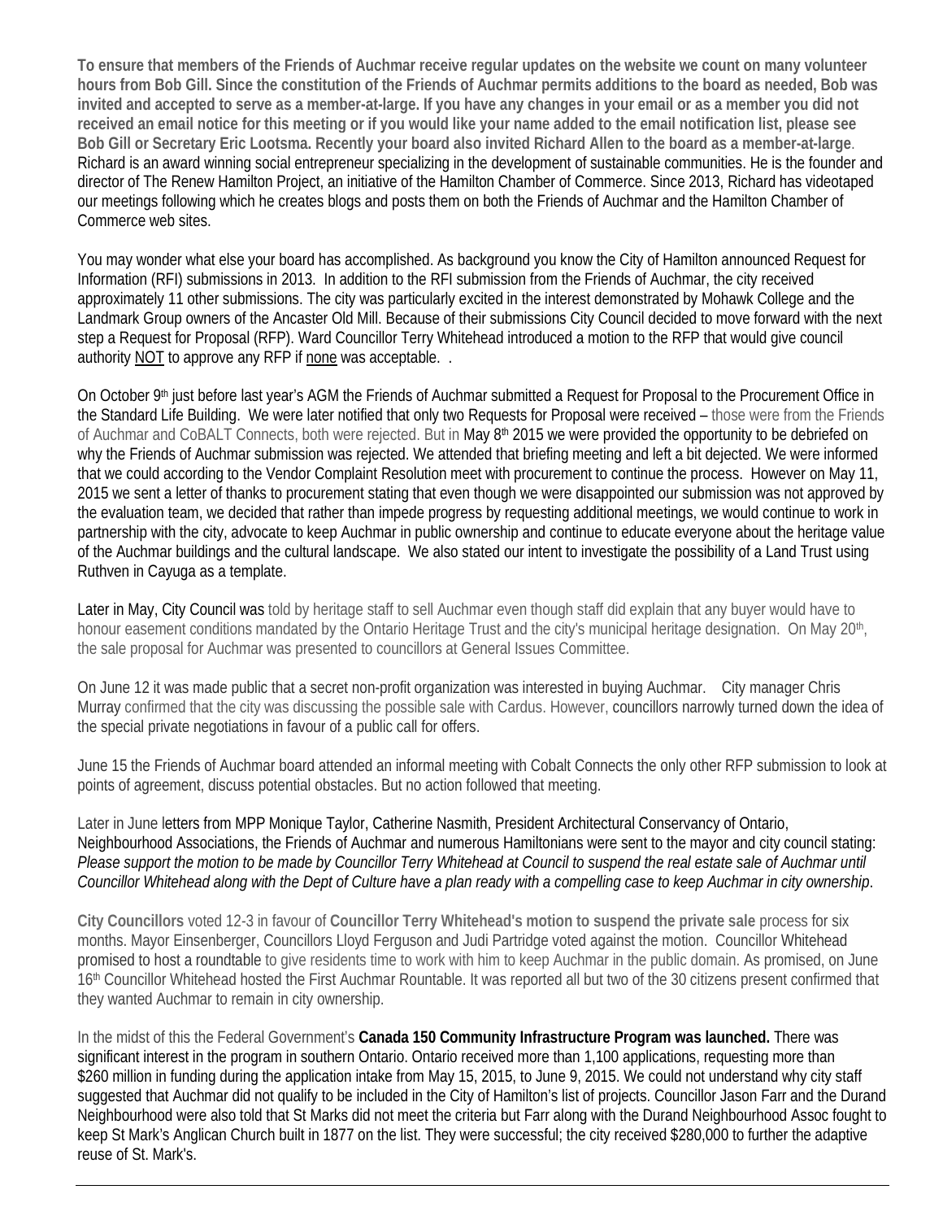**To ensure that members of the Friends of Auchmar receive regular updates on the website we count on many volunteer hours from Bob Gill. Since the constitution of the Friends of Auchmar permits additions to the board as needed, Bob was invited and accepted to serve as a member-at-large. If you have any changes in your email or as a member you did not received an email notice for this meeting or if you would like your name added to the email notification list, please see Bob Gill or Secretary Eric Lootsma. Recently your board also invited Richard Allen to the board as a member-at-large**. Richard is an award winning social entrepreneur specializing in the development of sustainable communities. He is the founder and director of The Renew Hamilton Project, an initiative of the Hamilton Chamber of Commerce. Since 2013, Richard has videotaped our meetings following which he creates blogs and posts them on both the Friends of Auchmar and the Hamilton Chamber of Commerce web sites.

You may wonder what else your board has accomplished. As background you know the City of Hamilton announced Request for Information (RFI) submissions in 2013. In addition to the RFI submission from the Friends of Auchmar, the city received approximately 11 other submissions. The city was particularly excited in the interest demonstrated by Mohawk College and the Landmark Group owners of the Ancaster Old Mill. Because of their submissions City Council decided to move forward with the next step a Request for Proposal (RFP). Ward Councillor Terry Whitehead introduced a motion to the RFP that would give council authority NOT to approve any RFP if none was acceptable. .

On October 9th just before last year's AGM the Friends of Auchmar submitted a Request for Proposal to the Procurement Office in the Standard Life Building. We were later notified that only two Requests for Proposal were received – those were from the Friends of Auchmar and CoBALT Connects, both were rejected. But in May 8th 2015 we were provided the opportunity to be debriefed on why the Friends of Auchmar submission was rejected. We attended that briefing meeting and left a bit dejected. We were informed that we could according to the Vendor Complaint Resolution meet with procurement to continue the process. However on May 11, 2015 we sent a letter of thanks to procurement stating that even though we were disappointed our submission was not approved by the evaluation team, we decided that rather than impede progress by requesting additional meetings, we would continue to work in partnership with the city, advocate to keep Auchmar in public ownership and continue to educate everyone about the heritage value of the Auchmar buildings and the cultural landscape. We also stated our intent to investigate the possibility of a Land Trust using Ruthven in Cayuga as a template.

Later in May, City Council was told by heritage staff to sell Auchmar even though staff did explain that any buyer would have to honour easement conditions mandated by the Ontario Heritage Trust and the city's municipal heritage designation. On May 20th, the sale proposal for Auchmar was presented to councillors at General Issues Committee.

On June 12 it was made public that a secret non-profit organization was interested in buying Auchmar. City manager Chris Murray confirmed that the city was discussing the possible sale with Cardus. However, councillors narrowly turned down the idea of the special private negotiations in favour of a public call for offers.

June 15 the Friends of Auchmar board attended an informal meeting with Cobalt Connects the only other RFP submission to look at points of agreement, discuss potential obstacles. But no action followed that meeting.

Later in June letters from MPP Monique Taylor, Catherine Nasmith, President Architectural Conservancy of Ontario, Neighbourhood Associations, the Friends of Auchmar and numerous Hamiltonians were sent to the mayor and city council stating: *Please support the motion to be made by Councillor Terry Whitehead at Council to suspend the real estate sale of Auchmar until Councillor Whitehead along with the Dept of Culture have a plan ready with a compelling case to keep Auchmar in city ownership*.

**City Councillors** voted 12-3 in favour of **Councillor Terry Whitehead's motion to suspend the private sale** process for six months. Mayor Einsenberger, Councillors Lloyd Ferguson and Judi Partridge voted against the motion. Councillor Whitehead promised to host a roundtable to give residents time to work with him to keep Auchmar in the public domain. As promised, on June 16th Councillor Whitehead hosted the First Auchmar Rountable. It was reported all but two of the 30 citizens present confirmed that they wanted Auchmar to remain in city ownership.

In the midst of this the Federal Government's **Canada 150 Community Infrastructure Program was launched.** There was significant interest in the program in southern Ontario. Ontario received more than 1,100 applications, requesting more than $260 million in funding during the application intake from May 15, 2015, to June 9, 2015. We could not understand why city staff suggested that Auchmar did not qualify to be included in the City of Hamilton's list of projects. Councillor Jason Farr and the Durand Neighbourhood were also told that St Marks did not meet the criteria but Farr along with the Durand Neighbourhood Assoc fought to keep St Mark's Anglican Church built in 1877 on the list. They were successful; the city received $280,000 to further the adaptive reuse of St. Mark's.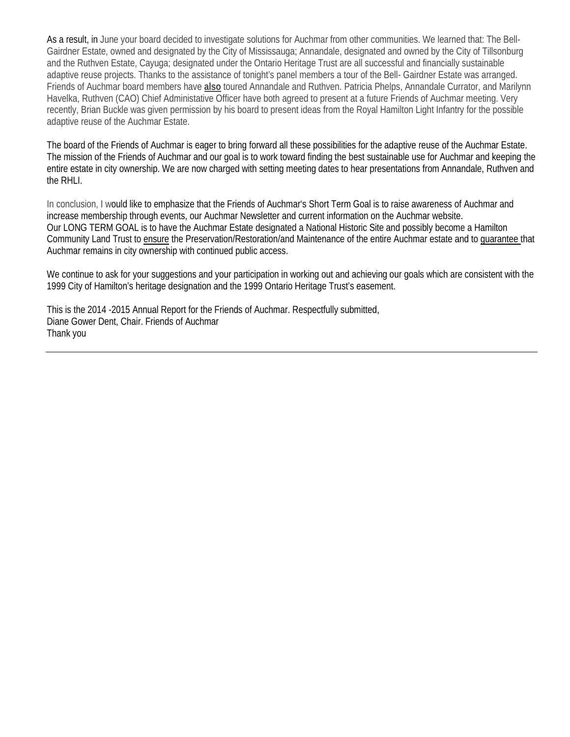As a result, in June your board decided to investigate solutions for Auchmar from other communities. We learned that: The Bell-Gairdner Estate, owned and designated by the City of Mississauga; Annandale, designated and owned by the City of Tillsonburg and the Ruthven Estate, Cayuga; designated under the Ontario Heritage Trust are all successful and financially sustainable adaptive reuse projects. Thanks to the assistance of tonight's panel members a tour of the Bell- Gairdner Estate was arranged. Friends of Auchmar board members have **also** toured Annandale and Ruthven. Patricia Phelps, Annandale Currator, and Marilynn Havelka, Ruthven (CAO) Chief Administative Officer have both agreed to present at a future Friends of Auchmar meeting. Very recently, Brian Buckle was given permission by his board to present ideas from the Royal Hamilton Light Infantry for the possible adaptive reuse of the Auchmar Estate.

The board of the Friends of Auchmar is eager to bring forward all these possibilities for the adaptive reuse of the Auchmar Estate. The mission of the Friends of Auchmar and our goal is to work toward finding the best sustainable use for Auchmar and keeping the entire estate in city ownership. We are now charged with setting meeting dates to hear presentations from Annandale, Ruthven and the RHLI.

In conclusion, I would like to emphasize that the Friends of Auchmar's Short Term Goal is to raise awareness of Auchmar and increase membership through events, our Auchmar Newsletter and current information on the Auchmar website.
Our LONG TERM GOAL is to have the Auchmar Estate designated a National Historic Site and possibly become a Hamilton Community Land Trust to <u>ensure</u> the Preservation/Restoration/and Maintenance of the entire Auchmar estate and to <u>guarantee</u> that Auchmar remains in city ownership with continued public access.

We continue to ask for your suggestions and your participation in working out and achieving our goals which are consistent with the 1999 City of Hamilton's heritage designation and the 1999 Ontario Heritage Trust's easement.

This is the 2014 -2015 Annual Report for the Friends of Auchmar. Respectfully submitted,
Diane Gower Dent, Chair. Friends of Auchmar
Thank you